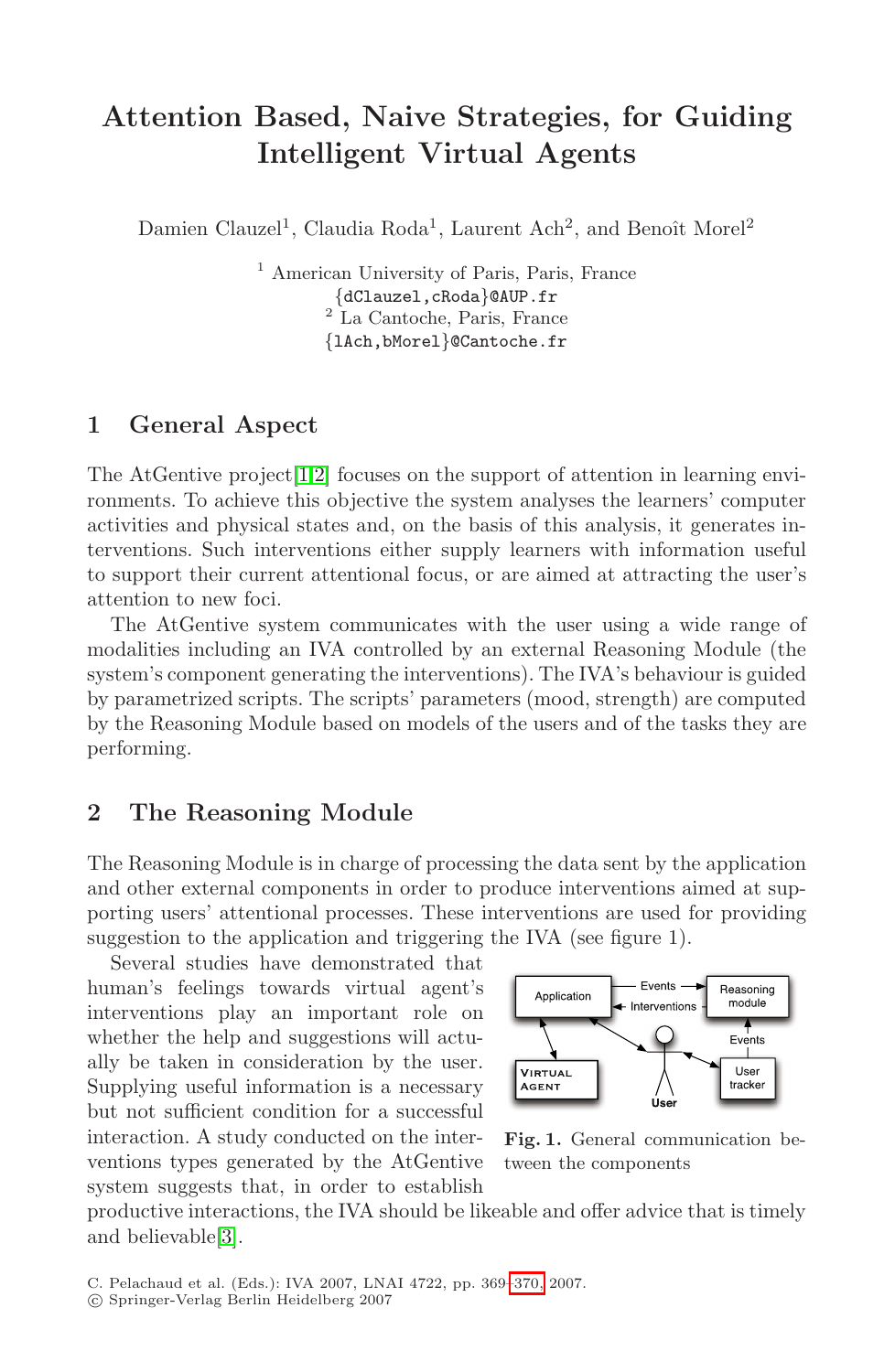# Attention Based, Naive Strategies, for Guiding Intelligent Virtual Agents

Damien Clauzel[1], Claudia Roda[1], Laurent Ach[2], and Benoît Morel[2]

[1] American University of Paris, Paris, France
{dClauzel,cRoda}@AUP.fr
[2] La Cantoche, Paris, France
{lAch,bMorel}@Cantoche.fr

## 1 General Aspect

The AtGentive project[1,2] focuses on the support of attention in learning environments. To achieve this objective the system analyses the learners' computer activities and physical states and, on the basis of this analysis, it generates interventions. Such interventions either supply learners with information useful to support their current attentional focus, or are aimed at attracting the user's attention to new foci.

The AtGentive system communicates with the user using a wide range of modalities including an IVA controlled by an external Reasoning Module (the system's component generating the interventions). The IVA's behaviour is guided by parametrized scripts. The scripts' parameters (mood, strength) are computed by the Reasoning Module based on models of the users and of the tasks they are performing.

## 2 The Reasoning Module

The Reasoning Module is in charge of processing the data sent by the application and other external components in order to produce interventions aimed at supporting users' attentional processes. These interventions are used for providing suggestion to the application and triggering the IVA (see figure 1).

Several studies have demonstrated that human's feelings towards virtual agent's interventions play an important role on whether the help and suggestions will actually be taken in consideration by the user. Supplying useful information is a necessary but not sufficient condition for a successful interaction. A study conducted on the interventions types generated by the AtGentive system suggests that, in order to establish productive interactions, the IVA should be likeable and offer advice that is timely and believable[3].

**Fig. 1.** General communication between the components

C. Pelachaud et al. (Eds.): IVA 2007, LNAI 4722, pp. 369–370, 2007.
© Springer-Verlag Berlin Heidelberg 2007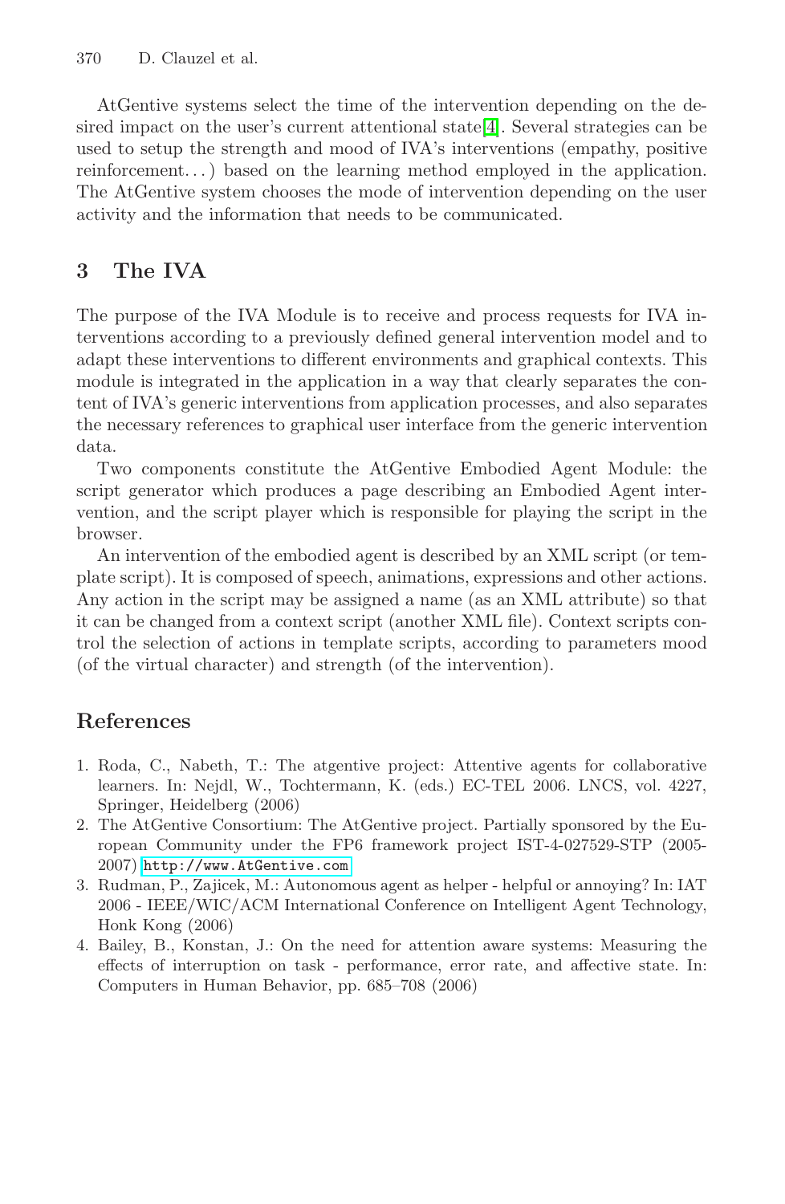AtGentive systems select the time of the intervention depending on the desired impact on the user's current attentional state[4]. Several strategies can be used to setup the strength and mood of IVA's interventions (empathy, positive reinforcement...) based on the learning method employed in the application. The AtGentive system chooses the mode of intervention depending on the user activity and the information that needs to be communicated.

## 3 The IVA

The purpose of the IVA Module is to receive and process requests for IVA interventions according to a previously defined general intervention model and to adapt these interventions to different environments and graphical contexts. This module is integrated in the application in a way that clearly separates the content of IVA's generic interventions from application processes, and also separates the necessary references to graphical user interface from the generic intervention data.

Two components constitute the AtGentive Embodied Agent Module: the script generator which produces a page describing an Embodied Agent intervention, and the script player which is responsible for playing the script in the browser.

An intervention of the embodied agent is described by an XML script (or template script). It is composed of speech, animations, expressions and other actions. Any action in the script may be assigned a name (as an XML attribute) so that it can be changed from a context script (another XML file). Context scripts control the selection of actions in template scripts, according to parameters mood (of the virtual character) and strength (of the intervention).

## References

1. Roda, C., Nabeth, T.: The atgentive project: Attentive agents for collaborative learners. In: Nejdl, W., Tochtermann, K. (eds.) EC-TEL 2006. LNCS, vol. 4227, Springer, Heidelberg (2006)
2. The AtGentive Consortium: The AtGentive project. Partially sponsored by the European Community under the FP6 framework project IST-4-027529-STP (2005-2007) http://www.AtGentive.com
3. Rudman, P., Zajicek, M.: Autonomous agent as helper - helpful or annoying? In: IAT 2006 - IEEE/WIC/ACM International Conference on Intelligent Agent Technology, Honk Kong (2006)
4. Bailey, B., Konstan, J.: On the need for attention aware systems: Measuring the effects of interruption on task - performance, error rate, and affective state. In: Computers in Human Behavior, pp. 685–708 (2006)